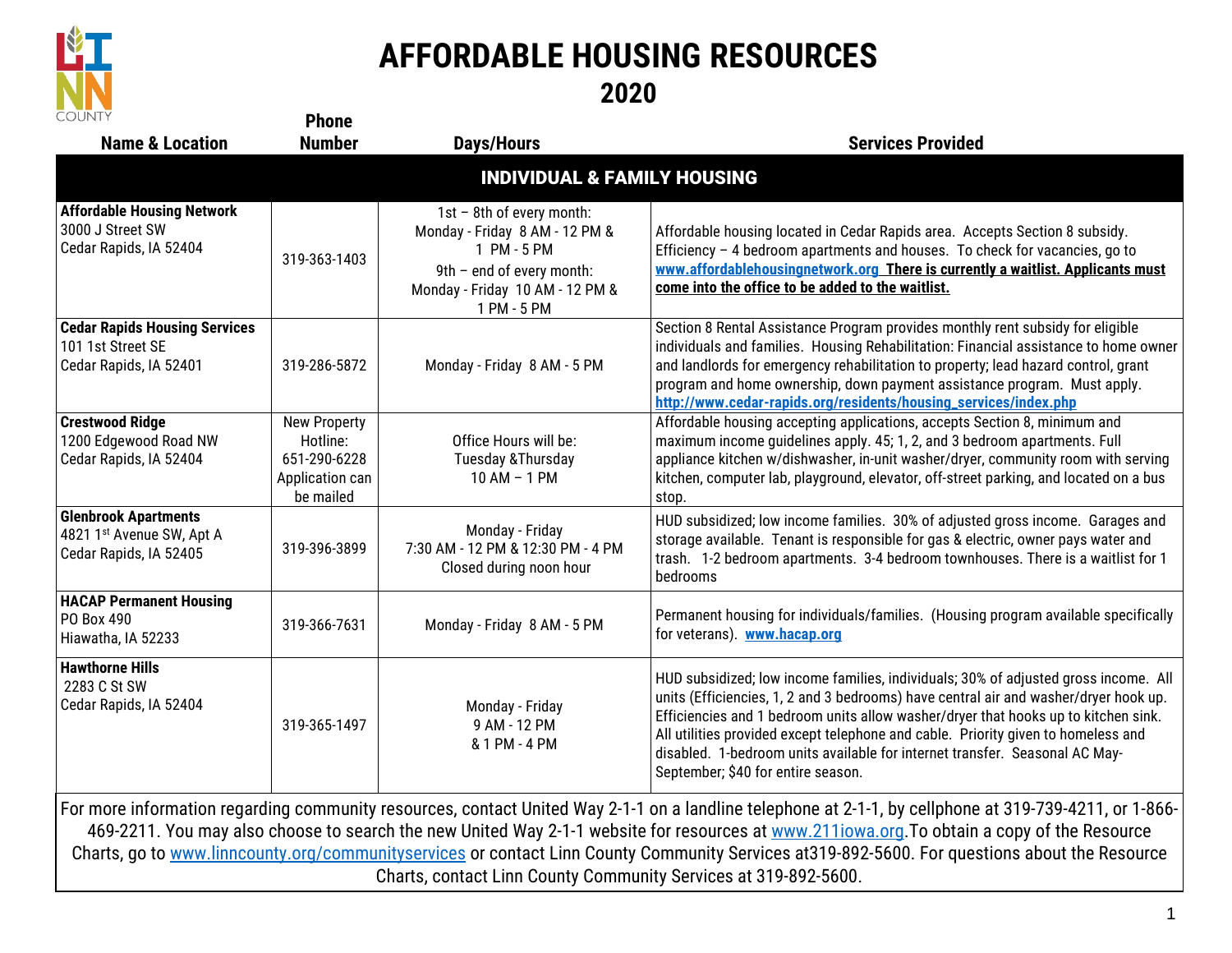# AFFORDABLE HOUSING RESOURCES

## 2020

| Name & Location | Phone Number | Days/Hours | Services Provided |
|---|---|---|---|
| **INDIVIDUAL & FAMILY HOUSING** | | | |
| **Affordable Housing Network**<br>3000 J Street SW<br>Cedar Rapids, IA 52404 | 319-363-1403 | 1st – 8th of every month:<br>Monday - Friday 8 AM - 12 PM & 1 PM - 5 PM<br>9th – end of every month:<br>Monday - Friday 10 AM - 12 PM & 1 PM - 5 PM | Affordable housing located in Cedar Rapids area. Accepts Section 8 subsidy. Efficiency – 4 bedroom apartments and houses. To check for vacancies, go to www.affordablehousingnetwork.org **There is currently a waitlist. Applicants must come into the office to be added to the waitlist.** |
| **Cedar Rapids Housing Services**<br>101 1st Street SE<br>Cedar Rapids, IA 52401 | 319-286-5872 | Monday - Friday 8 AM - 5 PM | Section 8 Rental Assistance Program provides monthly rent subsidy for eligible individuals and families. Housing Rehabilitation: Financial assistance to home owner and landlords for emergency rehabilitation to property; lead hazard control, grant program and home ownership, down payment assistance program. Must apply. http://www.cedar-rapids.org/residents/housing_services/index.php |
| **Crestwood Ridge**<br>1200 Edgewood Road NW<br>Cedar Rapids, IA 52404 | New Property Hotline: 651-290-6228<br>Application can be mailed | Office Hours will be:<br>Tuesday &Thursday<br>10 AM – 1 PM | Affordable housing accepting applications, accepts Section 8, minimum and maximum income guidelines apply. 45; 1, 2, and 3 bedroom apartments. Full appliance kitchen w/dishwasher, in-unit washer/dryer, community room with serving kitchen, computer lab, playground, elevator, off-street parking, and located on a bus stop. |
| **Glenbrook Apartments**<br>4821 1st Avenue SW, Apt A<br>Cedar Rapids, IA 52405 | 319-396-3899 | Monday - Friday<br>7:30 AM - 12 PM & 12:30 PM - 4 PM<br>Closed during noon hour | HUD subsidized; low income families. 30% of adjusted gross income. Garages and storage available. Tenant is responsible for gas & electric, owner pays water and trash. 1-2 bedroom apartments. 3-4 bedroom townhouses. There is a waitlist for 1 bedrooms |
| **HACAP Permanent Housing**<br>PO Box 490<br>Hiawatha, IA 52233 | 319-366-7631 | Monday - Friday 8 AM - 5 PM | Permanent housing for individuals/families. (Housing program available specifically for veterans). www.hacap.org |
| **Hawthorne Hills**<br>2283 C St SW<br>Cedar Rapids, IA 52404 | 319-365-1497 | Monday - Friday<br>9 AM - 12 PM<br>& 1 PM - 4 PM | HUD subsidized; low income families, individuals; 30% of adjusted gross income. All units (Efficiencies, 1, 2 and 3 bedrooms) have central air and washer/dryer hook up. Efficiencies and 1 bedroom units allow washer/dryer that hooks up to kitchen sink. All utilities provided except telephone and cable. Priority given to homeless and disabled. 1-bedroom units available for internet transfer. Seasonal AC May-September; $40 for entire season. |

For more information regarding community resources, contact United Way 2-1-1 on a landline telephone at 2-1-1, by cellphone at 319-739-4211, or 1-866-469-2211. You may also choose to search the new United Way 2-1-1 website for resources at www.211iowa.org.To obtain a copy of the Resource Charts, go to www.linncounty.org/communityservices or contact Linn County Community Services at319-892-5600. For questions about the Resource Charts, contact Linn County Community Services at 319-892-5600.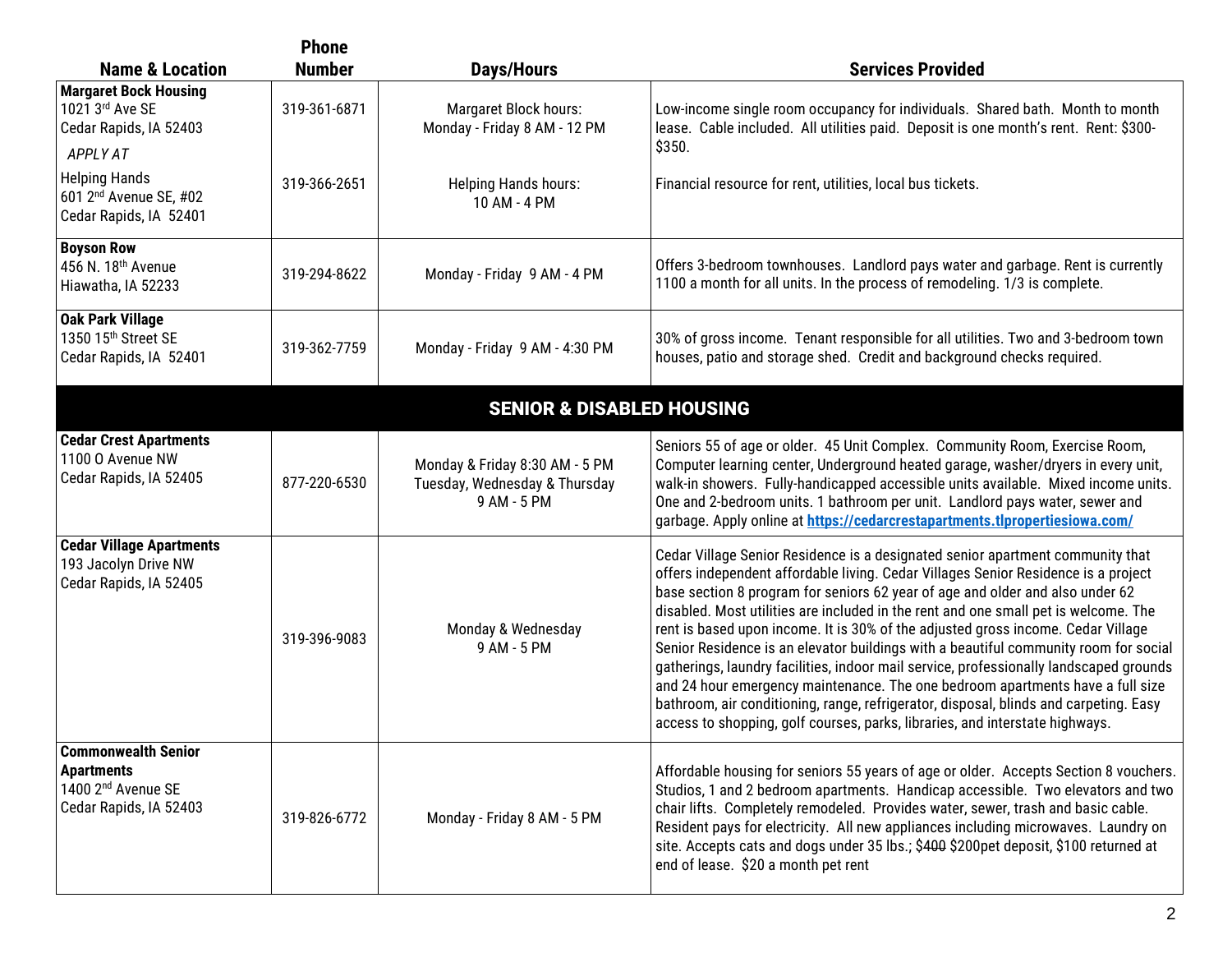| Name & Location | Phone Number | Days/Hours | Services Provided |
|---|---|---|---|
| **Margaret Bock Housing**<br>1021 3rd Ave SE<br>Cedar Rapids, IA 52403<br>*APPLY AT*<br>Helping Hands<br>601 2nd Avenue SE, #02<br>Cedar Rapids, IA 52401 | 319-361-6871<br><br>319-366-2651 | Margaret Block hours:<br>Monday - Friday 8 AM - 12 PM<br><br>Helping Hands hours:<br>10 AM - 4 PM | Low-income single room occupancy for individuals. Shared bath. Month to month lease. Cable included. All utilities paid. Deposit is one month's rent. Rent: $300-$350.<br><br>Financial resource for rent, utilities, local bus tickets. |
| **Boyson Row**<br>456 N. 18th Avenue<br>Hiawatha, IA 52233 | 319-294-8622 | Monday - Friday 9 AM - 4 PM | Offers 3-bedroom townhouses. Landlord pays water and garbage. Rent is currently 1100 a month for all units. In the process of remodeling. 1/3 is complete. |
| **Oak Park Village**<br>1350 15th Street SE<br>Cedar Rapids, IA 52401 | 319-362-7759 | Monday - Friday 9 AM - 4:30 PM | 30% of gross income. Tenant responsible for all utilities. Two and 3-bedroom town houses, patio and storage shed. Credit and background checks required. |
| **SENIOR & DISABLED HOUSING** | | | |
| **Cedar Crest Apartments**<br>1100 O Avenue NW<br>Cedar Rapids, IA 52405 | 877-220-6530 | Monday & Friday 8:30 AM - 5 PM<br>Tuesday, Wednesday & Thursday<br>9 AM - 5 PM | Seniors 55 of age or older. 45 Unit Complex. Community Room, Exercise Room, Computer learning center, Underground heated garage, washer/dryers in every unit, walk-in showers. Fully-handicapped accessible units available. Mixed income units. One and 2-bedroom units. 1 bathroom per unit. Landlord pays water, sewer and garbage. Apply online at **https://cedarcrestapartments.tlpropertiesiowa.com/** |
| **Cedar Village Apartments**<br>193 Jacolyn Drive NW<br>Cedar Rapids, IA 52405 | 319-396-9083 | Monday & Wednesday<br>9 AM - 5 PM | Cedar Village Senior Residence is a designated senior apartment community that offers independent affordable living. Cedar Villages Senior Residence is a project base section 8 program for seniors 62 year of age and older and also under 62 disabled. Most utilities are included in the rent and one small pet is welcome. The rent is based upon income. It is 30% of the adjusted gross income. Cedar Village Senior Residence is an elevator buildings with a beautiful community room for social gatherings, laundry facilities, indoor mail service, professionally landscaped grounds and 24 hour emergency maintenance. The one bedroom apartments have a full size bathroom, air conditioning, range, refrigerator, disposal, blinds and carpeting. Easy access to shopping, golf courses, parks, libraries, and interstate highways. |
| **Commonwealth Senior Apartments**<br>1400 2nd Avenue SE<br>Cedar Rapids, IA 52403 | 319-826-6772 | Monday - Friday 8 AM - 5 PM | Affordable housing for seniors 55 years of age or older. Accepts Section 8 vouchers. Studios, 1 and 2 bedroom apartments. Handicap accessible. Two elevators and two chair lifts. Completely remodeled. Provides water, sewer, trash and basic cable. Resident pays for electricity. All new appliances including microwaves. Laundry on site. Accepts cats and dogs under 35 lbs.; ~~$400~~ $200pet deposit, $100 returned at end of lease. $20 a month pet rent |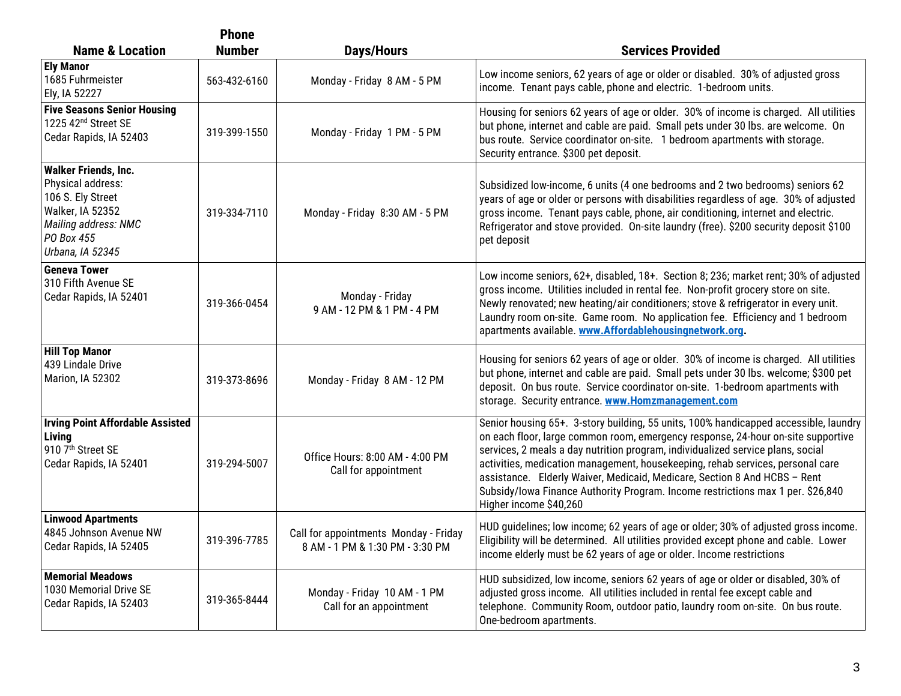| Name & Location | Phone Number | Days/Hours | Services Provided |
|---|---|---|---|
| **Ely Manor**<br>1685 Fuhrmeister<br>Ely, IA 52227 | 563-432-6160 | Monday - Friday 8 AM - 5 PM | Low income seniors, 62 years of age or older or disabled. 30% of adjusted gross income. Tenant pays cable, phone and electric. 1-bedroom units. |
| **Five Seasons Senior Housing**<br>1225 42nd Street SE<br>Cedar Rapids, IA 52403 | 319-399-1550 | Monday - Friday 1 PM - 5 PM | Housing for seniors 62 years of age or older. 30% of income is charged. All utilities but phone, internet and cable are paid. Small pets under 30 lbs. are welcome. On bus route. Service coordinator on-site. 1 bedroom apartments with storage. Security entrance. $300 pet deposit. |
| **Walker Friends, Inc.**<br>Physical address:<br>106 S. Ely Street<br>Walker, IA 52352<br>*Mailing address: NMC*<br>*PO Box 455*<br>*Urbana, IA 52345* | 319-334-7110 | Monday - Friday 8:30 AM - 5 PM | Subsidized low-income, 6 units (4 one bedrooms and 2 two bedrooms) seniors 62 years of age or older or persons with disabilities regardless of age. 30% of adjusted gross income. Tenant pays cable, phone, air conditioning, internet and electric. Refrigerator and stove provided. On-site laundry (free). $200 security deposit $100 pet deposit |
| **Geneva Tower**<br>310 Fifth Avenue SE<br>Cedar Rapids, IA 52401 | 319-366-0454 | Monday - Friday<br>9 AM - 12 PM & 1 PM - 4 PM | Low income seniors, 62+, disabled, 18+. Section 8; 236; market rent; 30% of adjusted gross income. Utilities included in rental fee. Non-profit grocery store on site. Newly renovated; new heating/air conditioners; stove & refrigerator in every unit. Laundry room on-site. Game room. No application fee. Efficiency and 1 bedroom apartments available. **www.Affordablehousingnetwork.org.** |
| **Hill Top Manor**<br>439 Lindale Drive<br>Marion, IA 52302 | 319-373-8696 | Monday - Friday 8 AM - 12 PM | Housing for seniors 62 years of age or older. 30% of income is charged. All utilities but phone, internet and cable are paid. Small pets under 30 lbs. welcome; $300 pet deposit. On bus route. Service coordinator on-site. 1-bedroom apartments with storage. Security entrance. **www.Homzmanagement.com** |
| **Irving Point Affordable Assisted Living**<br>910 7th Street SE<br>Cedar Rapids, IA 52401 | 319-294-5007 | Office Hours: 8:00 AM - 4:00 PM<br>Call for appointment | Senior housing 65+. 3-story building, 55 units, 100% handicapped accessible, laundry on each floor, large common room, emergency response, 24-hour on-site supportive services, 2 meals a day nutrition program, individualized service plans, social activities, medication management, housekeeping, rehab services, personal care assistance. Elderly Waiver, Medicaid, Medicare, Section 8 And HCBS – Rent Subsidy/Iowa Finance Authority Program. Income restrictions max 1 per. $26,840 Higher income $40,260 |
| **Linwood Apartments**<br>4845 Johnson Avenue NW<br>Cedar Rapids, IA 52405 | 319-396-7785 | Call for appointments Monday - Friday<br>8 AM - 1 PM & 1:30 PM - 3:30 PM | HUD guidelines; low income; 62 years of age or older; 30% of adjusted gross income. Eligibility will be determined. All utilities provided except phone and cable. Lower income elderly must be 62 years of age or older. Income restrictions |
| **Memorial Meadows**<br>1030 Memorial Drive SE<br>Cedar Rapids, IA 52403 | 319-365-8444 | Monday - Friday 10 AM - 1 PM<br>Call for an appointment | HUD subsidized, low income, seniors 62 years of age or older or disabled, 30% of adjusted gross income. All utilities included in rental fee except cable and telephone. Community Room, outdoor patio, laundry room on-site. On bus route. One-bedroom apartments. |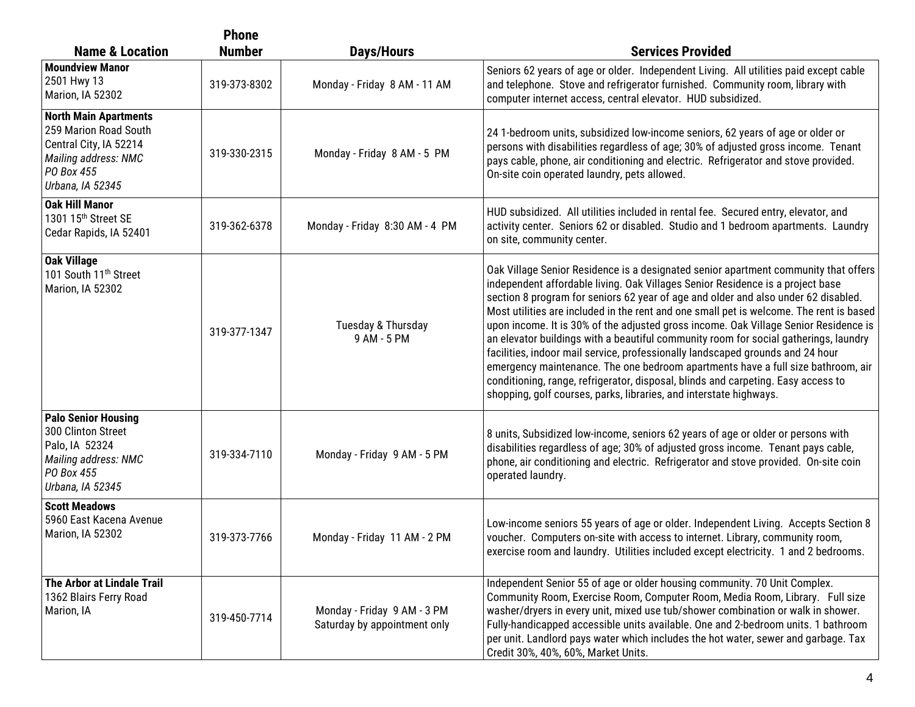| Name & Location | Phone Number | Days/Hours | Services Provided |
|---|---|---|---|
| **Moundview Manor**<br>2501 Hwy 13<br>Marion, IA 52302 | 319-373-8302 | Monday - Friday 8 AM - 11 AM | Seniors 62 years of age or older. Independent Living. All utilities paid except cable and telephone. Stove and refrigerator furnished. Community room, library with computer internet access, central elevator. HUD subsidized. |
| **North Main Apartments**<br>259 Marion Road South<br>Central City, IA 52214<br>*Mailing address: NMC*<br>*PO Box 455*<br>*Urbana, IA 52345* | 319-330-2315 | Monday - Friday 8 AM - 5 PM | 24 1-bedroom units, subsidized low-income seniors, 62 years of age or older or persons with disabilities regardless of age; 30% of adjusted gross income. Tenant pays cable, phone, air conditioning and electric. Refrigerator and stove provided. On-site coin operated laundry, pets allowed. |
| **Oak Hill Manor**<br>1301 15th Street SE<br>Cedar Rapids, IA 52401 | 319-362-6378 | Monday - Friday 8:30 AM - 4 PM | HUD subsidized. All utilities included in rental fee. Secured entry, elevator, and activity center. Seniors 62 or disabled. Studio and 1 bedroom apartments. Laundry on site, community center. |
| **Oak Village**<br>101 South 11th Street<br>Marion, IA 52302 | 319-377-1347 | Tuesday & Thursday<br>9 AM - 5 PM | Oak Village Senior Residence is a designated senior apartment community that offers independent affordable living. Oak Villages Senior Residence is a project base section 8 program for seniors 62 year of age and older and also under 62 disabled. Most utilities are included in the rent and one small pet is welcome. The rent is based upon income. It is 30% of the adjusted gross income. Oak Village Senior Residence is an elevator buildings with a beautiful community room for social gatherings, laundry facilities, indoor mail service, professionally landscaped grounds and 24 hour emergency maintenance. The one bedroom apartments have a full size bathroom, air conditioning, range, refrigerator, disposal, blinds and carpeting. Easy access to shopping, golf courses, parks, libraries, and interstate highways. |
| **Palo Senior Housing**<br>300 Clinton Street<br>Palo, IA 52324<br>*Mailing address: NMC*<br>*PO Box 455*<br>*Urbana, IA 52345* | 319-334-7110 | Monday - Friday 9 AM - 5 PM | 8 units, Subsidized low-income, seniors 62 years of age or older or persons with disabilities regardless of age; 30% of adjusted gross income. Tenant pays cable, phone, air conditioning and electric. Refrigerator and stove provided. On-site coin operated laundry. |
| **Scott Meadows**<br>5960 East Kacena Avenue<br>Marion, IA 52302 | 319-373-7766 | Monday - Friday 11 AM - 2 PM | Low-income seniors 55 years of age or older. Independent Living. Accepts Section 8 voucher. Computers on-site with access to internet. Library, community room, exercise room and laundry. Utilities included except electricity. 1 and 2 bedrooms. |
| **The Arbor at Lindale Trail**<br>1362 Blairs Ferry Road<br>Marion, IA | 319-450-7714 | Monday - Friday 9 AM - 3 PM<br>Saturday by appointment only | Independent Senior 55 of age or older housing community. 70 Unit Complex. Community Room, Exercise Room, Computer Room, Media Room, Library. Full size washer/dryers in every unit, mixed use tub/shower combination or walk in shower. Fully-handicapped accessible units available. One and 2-bedroom units. 1 bathroom per unit. Landlord pays water which includes the hot water, sewer and garbage. Tax Credit 30%, 40%, 60%, Market Units. |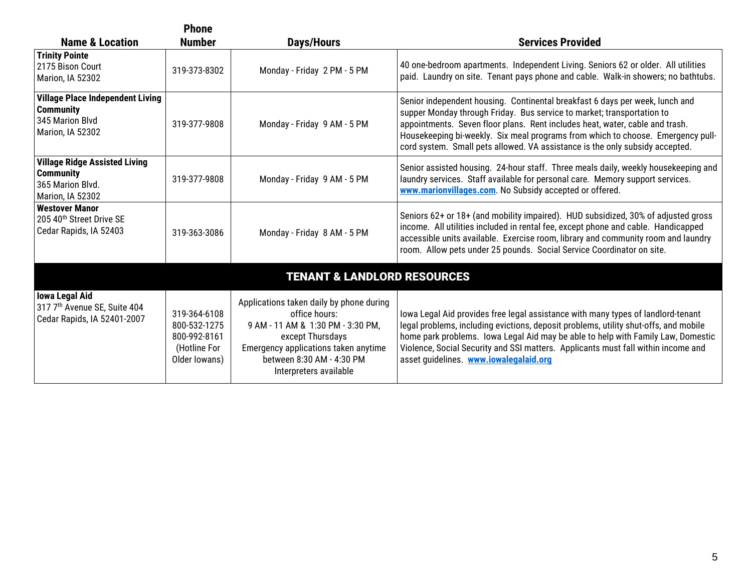| Name & Location | Phone Number | Days/Hours | Services Provided |
|---|---|---|---|
| **Trinity Pointe**<br>2175 Bison Court<br>Marion, IA 52302 | 319-373-8302 | Monday - Friday 2 PM - 5 PM | 40 one-bedroom apartments. Independent Living. Seniors 62 or older. All utilities paid. Laundry on site. Tenant pays phone and cable. Walk-in showers; no bathtubs. |
| **Village Place Independent Living Community**<br>345 Marion Blvd<br>Marion, IA 52302 | 319-377-9808 | Monday - Friday 9 AM - 5 PM | Senior independent housing. Continental breakfast 6 days per week, lunch and supper Monday through Friday. Bus service to market; transportation to appointments. Seven floor plans. Rent includes heat, water, cable and trash. Housekeeping bi-weekly. Six meal programs from which to choose. Emergency pull-cord system. Small pets allowed. VA assistance is the only subsidy accepted. |
| **Village Ridge Assisted Living Community**<br>365 Marion Blvd.<br>Marion, IA 52302 | 319-377-9808 | Monday - Friday 9 AM - 5 PM | Senior assisted housing. 24-hour staff. Three meals daily, weekly housekeeping and laundry services. Staff available for personal care. Memory support services. **www.marionvillages.com**. No Subsidy accepted or offered. |
| **Westover Manor**<br>205 40th Street Drive SE<br>Cedar Rapids, IA 52403 | 319-363-3086 | Monday - Friday 8 AM - 5 PM | Seniors 62+ or 18+ (and mobility impaired). HUD subsidized, 30% of adjusted gross income. All utilities included in rental fee, except phone and cable. Handicapped accessible units available. Exercise room, library and community room and laundry room. Allow pets under 25 pounds. Social Service Coordinator on site. |
| **TENANT & LANDLORD RESOURCES** | | | |
| **Iowa Legal Aid**<br>317 7th Avenue SE, Suite 404<br>Cedar Rapids, IA 52401-2007 | 319-364-6108<br>800-532-1275<br>800-992-8161<br>(Hotline For Older Iowans) | Applications taken daily by phone during office hours:<br>9 AM - 11 AM & 1:30 PM - 3:30 PM, except Thursdays<br>Emergency applications taken anytime between 8:30 AM - 4:30 PM<br>Interpreters available | Iowa Legal Aid provides free legal assistance with many types of landlord-tenant legal problems, including evictions, deposit problems, utility shut-offs, and mobile home park problems. Iowa Legal Aid may be able to help with Family Law, Domestic Violence, Social Security and SSI matters. Applicants must fall within income and asset guidelines. **www.iowalegalaid.org** |